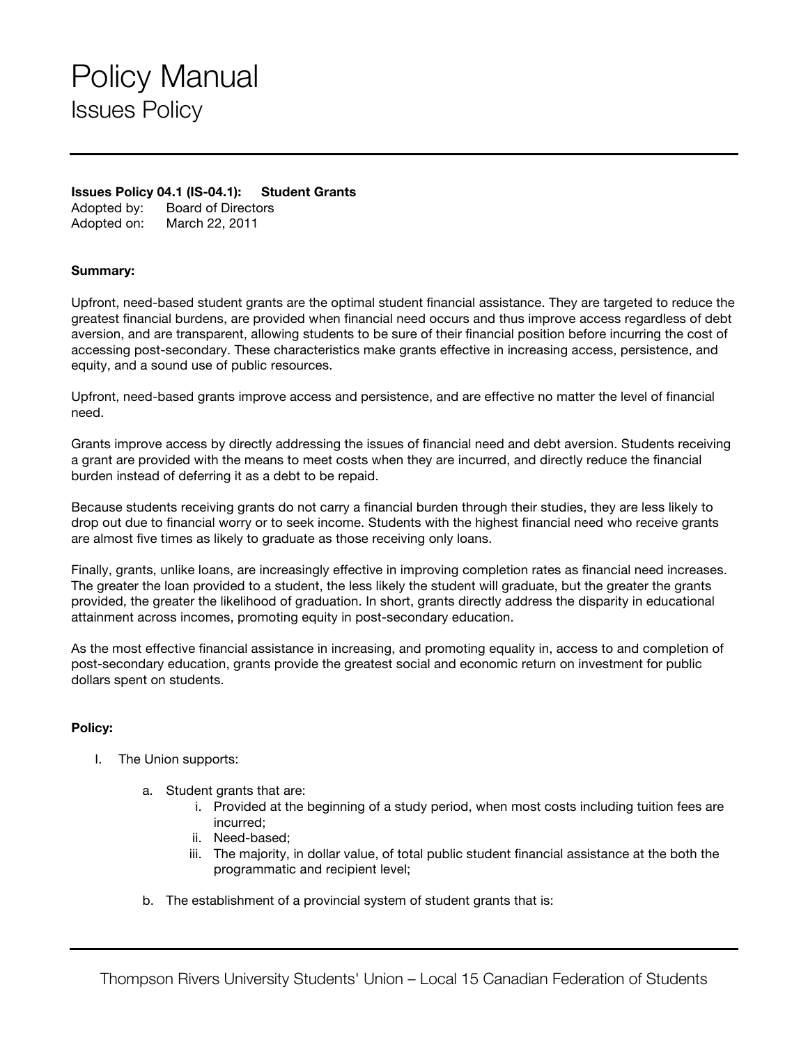# Policy Manual

## Issues Policy

**Issues Policy 04.1 (IS-04.1): Student Grants**

Adopted by: Board of Directors
Adopted on: March 22, 2011

**Summary:**

Upfront, need-based student grants are the optimal student financial assistance. They are targeted to reduce the greatest financial burdens, are provided when financial need occurs and thus improve access regardless of debt aversion, and are transparent, allowing students to be sure of their financial position before incurring the cost of accessing post-secondary. These characteristics make grants effective in increasing access, persistence, and equity, and a sound use of public resources.

Upfront, need-based grants improve access and persistence, and are effective no matter the level of financial need.

Grants improve access by directly addressing the issues of financial need and debt aversion. Students receiving a grant are provided with the means to meet costs when they are incurred, and directly reduce the financial burden instead of deferring it as a debt to be repaid.

Because students receiving grants do not carry a financial burden through their studies, they are less likely to drop out due to financial worry or to seek income. Students with the highest financial need who receive grants are almost five times as likely to graduate as those receiving only loans.

Finally, grants, unlike loans, are increasingly effective in improving completion rates as financial need increases. The greater the loan provided to a student, the less likely the student will graduate, but the greater the grants provided, the greater the likelihood of graduation. In short, grants directly address the disparity in educational attainment across incomes, promoting equity in post-secondary education.

As the most effective financial assistance in increasing, and promoting equality in, access to and completion of post-secondary education, grants provide the greatest social and economic return on investment for public dollars spent on students.

**Policy:**

I. The Union supports:

   a. Student grants that are:
      i. Provided at the beginning of a study period, when most costs including tuition fees are incurred;
      ii. Need-based;
      iii. The majority, in dollar value, of total public student financial assistance at the both the programmatic and recipient level;

   b. The establishment of a provincial system of student grants that is: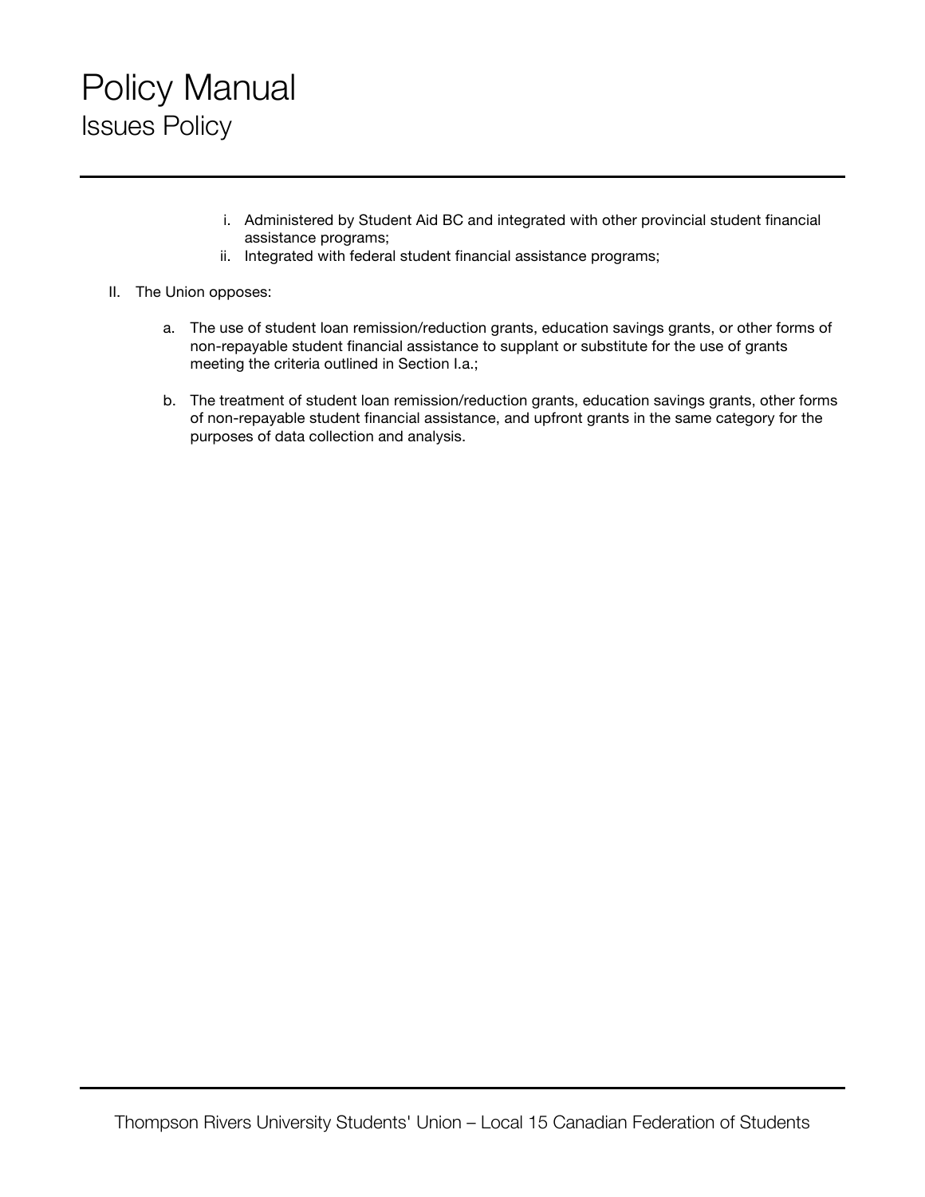i. Administered by Student Aid BC and integrated with other provincial student financial assistance programs;
ii. Integrated with federal student financial assistance programs;

II. The Union opposes:

a. The use of student loan remission/reduction grants, education savings grants, or other forms of non-repayable student financial assistance to supplant or substitute for the use of grants meeting the criteria outlined in Section I.a.;

b. The treatment of student loan remission/reduction grants, education savings grants, other forms of non-repayable student financial assistance, and upfront grants in the same category for the purposes of data collection and analysis.